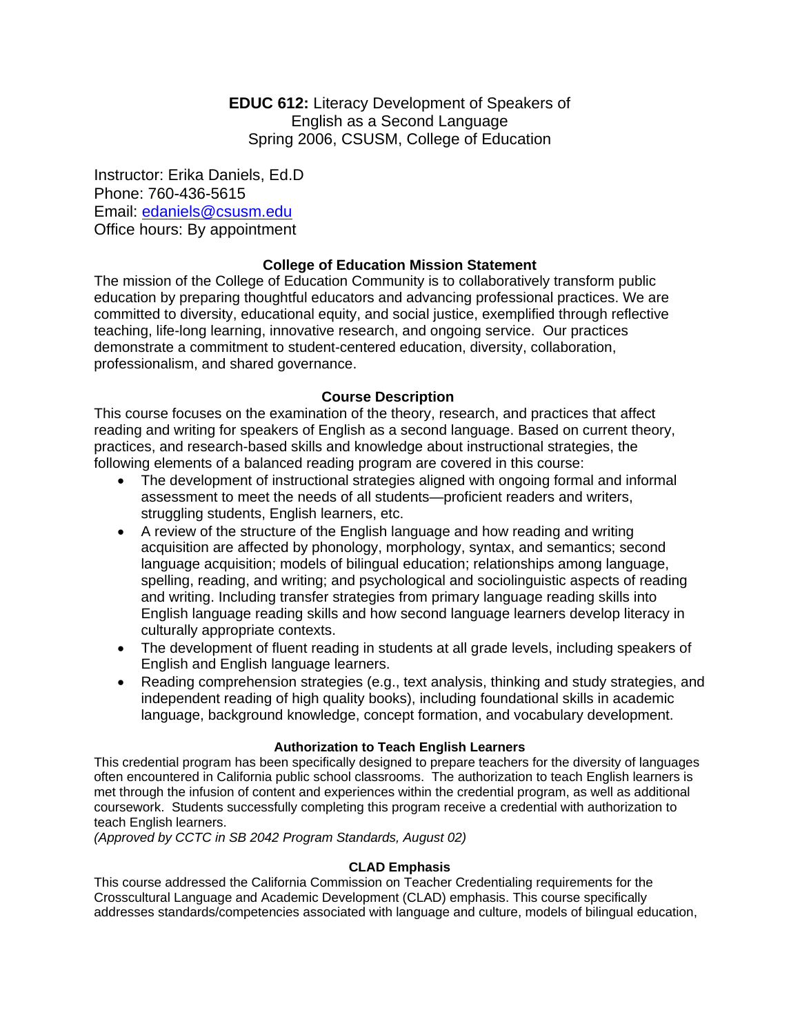**EDUC 612:** Literacy Development of Speakers of English as a Second Language
Spring 2006, CSUSM, College of Education

Instructor: Erika Daniels, Ed.D
Phone: 760-436-5615
Email: edaniels@csusm.edu
Office hours: By appointment

### College of Education Mission Statement

The mission of the College of Education Community is to collaboratively transform public education by preparing thoughtful educators and advancing professional practices. We are committed to diversity, educational equity, and social justice, exemplified through reflective teaching, life-long learning, innovative research, and ongoing service. Our practices demonstrate a commitment to student-centered education, diversity, collaboration, professionalism, and shared governance.

### Course Description

This course focuses on the examination of the theory, research, and practices that affect reading and writing for speakers of English as a second language. Based on current theory, practices, and research-based skills and knowledge about instructional strategies, the following elements of a balanced reading program are covered in this course:

- The development of instructional strategies aligned with ongoing formal and informal assessment to meet the needs of all students—proficient readers and writers, struggling students, English learners, etc.
- A review of the structure of the English language and how reading and writing acquisition are affected by phonology, morphology, syntax, and semantics; second language acquisition; models of bilingual education; relationships among language, spelling, reading, and writing; and psychological and sociolinguistic aspects of reading and writing. Including transfer strategies from primary language reading skills into English language reading skills and how second language learners develop literacy in culturally appropriate contexts.
- The development of fluent reading in students at all grade levels, including speakers of English and English language learners.
- Reading comprehension strategies (e.g., text analysis, thinking and study strategies, and independent reading of high quality books), including foundational skills in academic language, background knowledge, concept formation, and vocabulary development.

#### Authorization to Teach English Learners

This credential program has been specifically designed to prepare teachers for the diversity of languages often encountered in California public school classrooms. The authorization to teach English learners is met through the infusion of content and experiences within the credential program, as well as additional coursework. Students successfully completing this program receive a credential with authorization to teach English learners.
*(Approved by CCTC in SB 2042 Program Standards, August 02)*

#### CLAD Emphasis

This course addressed the California Commission on Teacher Credentialing requirements for the Crosscultural Language and Academic Development (CLAD) emphasis. This course specifically addresses standards/competencies associated with language and culture, models of bilingual education,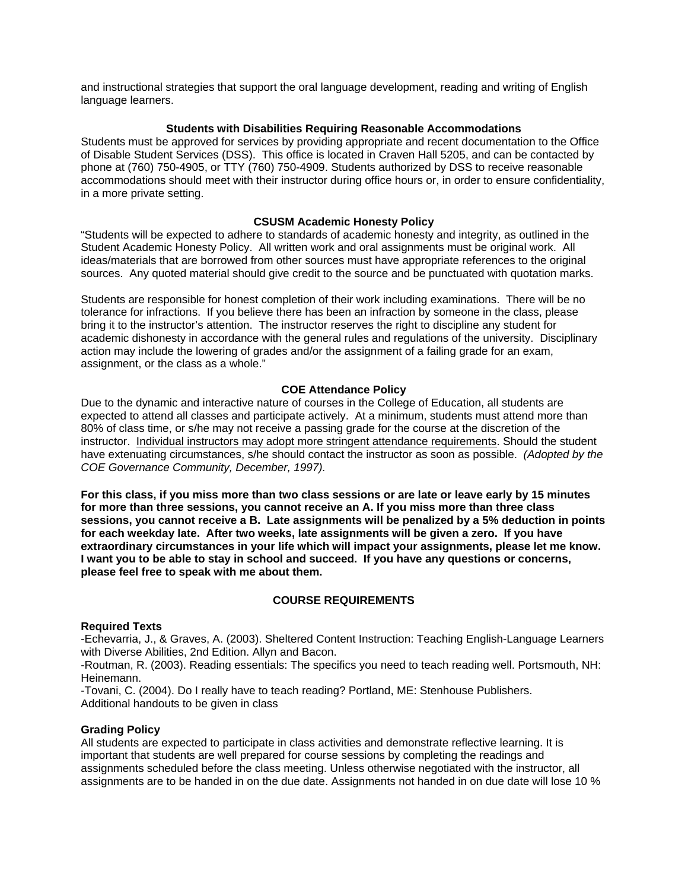and instructional strategies that support the oral language development, reading and writing of English language learners.

### Students with Disabilities Requiring Reasonable Accommodations

Students must be approved for services by providing appropriate and recent documentation to the Office of Disable Student Services (DSS). This office is located in Craven Hall 5205, and can be contacted by phone at (760) 750-4905, or TTY (760) 750-4909. Students authorized by DSS to receive reasonable accommodations should meet with their instructor during office hours or, in order to ensure confidentiality, in a more private setting.

### CSUSM Academic Honesty Policy

"Students will be expected to adhere to standards of academic honesty and integrity, as outlined in the Student Academic Honesty Policy. All written work and oral assignments must be original work. All ideas/materials that are borrowed from other sources must have appropriate references to the original sources. Any quoted material should give credit to the source and be punctuated with quotation marks.

Students are responsible for honest completion of their work including examinations. There will be no tolerance for infractions. If you believe there has been an infraction by someone in the class, please bring it to the instructor's attention. The instructor reserves the right to discipline any student for academic dishonesty in accordance with the general rules and regulations of the university. Disciplinary action may include the lowering of grades and/or the assignment of a failing grade for an exam, assignment, or the class as a whole."

### COE Attendance Policy

Due to the dynamic and interactive nature of courses in the College of Education, all students are expected to attend all classes and participate actively. At a minimum, students must attend more than 80% of class time, or s/he may not receive a passing grade for the course at the discretion of the instructor. Individual instructors may adopt more stringent attendance requirements. Should the student have extenuating circumstances, s/he should contact the instructor as soon as possible. *(Adopted by the COE Governance Community, December, 1997).*

**For this class, if you miss more than two class sessions or are late or leave early by 15 minutes for more than three sessions, you cannot receive an A. If you miss more than three class sessions, you cannot receive a B. Late assignments will be penalized by a 5% deduction in points for each weekday late. After two weeks, late assignments will be given a zero. If you have extraordinary circumstances in your life which will impact your assignments, please let me know. I want you to be able to stay in school and succeed. If you have any questions or concerns, please feel free to speak with me about them.**

## COURSE REQUIREMENTS

**Required Texts**

-Echevarria, J., & Graves, A. (2003). Sheltered Content Instruction: Teaching English-Language Learners with Diverse Abilities, 2nd Edition. Allyn and Bacon.
-Routman, R. (2003). Reading essentials: The specifics you need to teach reading well. Portsmouth, NH: Heinemann.
-Tovani, C. (2004). Do I really have to teach reading? Portland, ME: Stenhouse Publishers.
Additional handouts to be given in class

**Grading Policy**

All students are expected to participate in class activities and demonstrate reflective learning. It is important that students are well prepared for course sessions by completing the readings and assignments scheduled before the class meeting. Unless otherwise negotiated with the instructor, all assignments are to be handed in on the due date. Assignments not handed in on due date will lose 10 %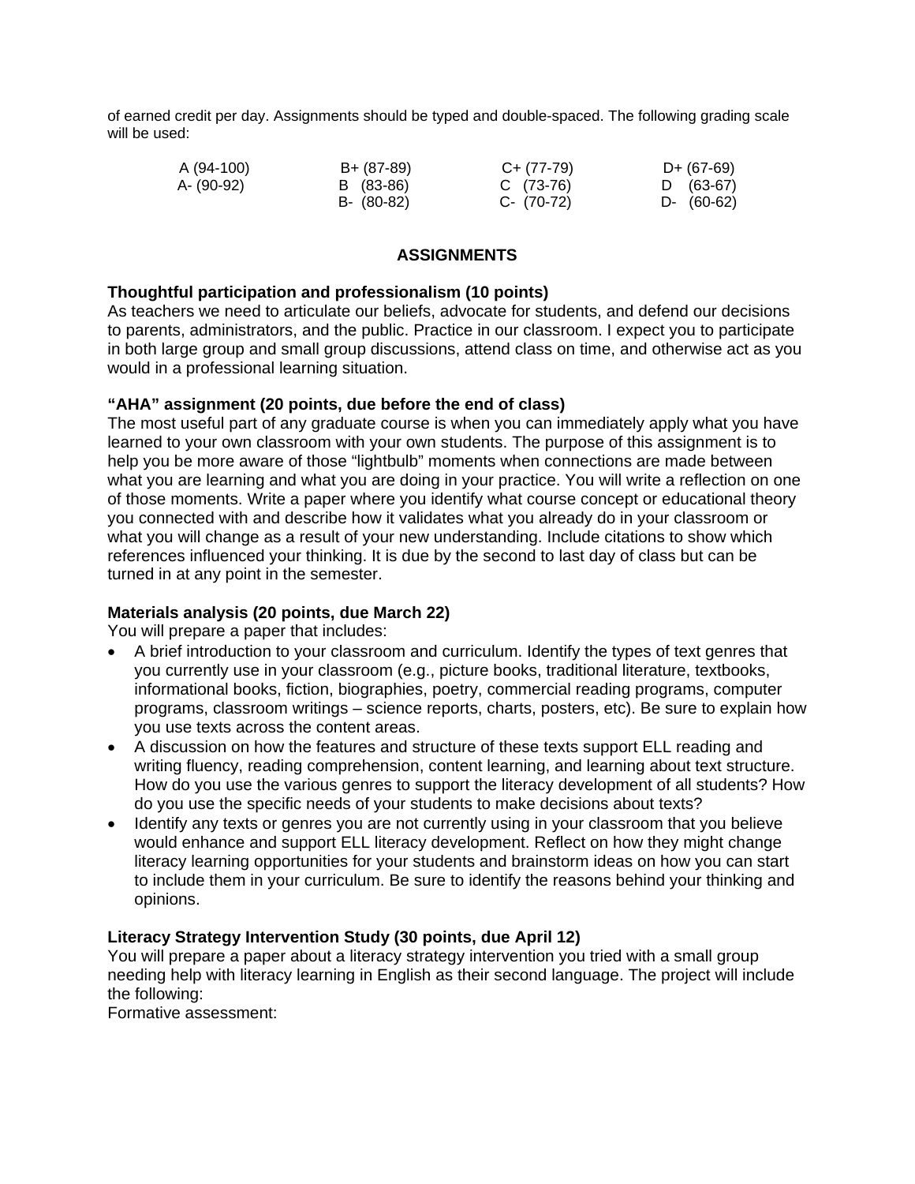of earned credit per day. Assignments should be typed and double-spaced. The following grading scale will be used:

| | | | |
|---|---|---|---|
| A (94-100) | B+ (87-89) | C+ (77-79) | D+ (67-69) |
| A- (90-92) | B (83-86) | C (73-76) | D (63-67) |
| | B- (80-82) | C- (70-72) | D- (60-62) |

## ASSIGNMENTS

**Thoughtful participation and professionalism (10 points)**
As teachers we need to articulate our beliefs, advocate for students, and defend our decisions to parents, administrators, and the public. Practice in our classroom. I expect you to participate in both large group and small group discussions, attend class on time, and otherwise act as you would in a professional learning situation.

**"AHA" assignment (20 points, due before the end of class)**
The most useful part of any graduate course is when you can immediately apply what you have learned to your own classroom with your own students. The purpose of this assignment is to help you be more aware of those "lightbulb" moments when connections are made between what you are learning and what you are doing in your practice. You will write a reflection on one of those moments. Write a paper where you identify what course concept or educational theory you connected with and describe how it validates what you already do in your classroom or what you will change as a result of your new understanding. Include citations to show which references influenced your thinking. It is due by the second to last day of class but can be turned in at any point in the semester.

**Materials analysis (20 points, due March 22)**
You will prepare a paper that includes:

- A brief introduction to your classroom and curriculum. Identify the types of text genres that you currently use in your classroom (e.g., picture books, traditional literature, textbooks, informational books, fiction, biographies, poetry, commercial reading programs, computer programs, classroom writings – science reports, charts, posters, etc). Be sure to explain how you use texts across the content areas.
- A discussion on how the features and structure of these texts support ELL reading and writing fluency, reading comprehension, content learning, and learning about text structure. How do you use the various genres to support the literacy development of all students? How do you use the specific needs of your students to make decisions about texts?
- Identify any texts or genres you are not currently using in your classroom that you believe would enhance and support ELL literacy development. Reflect on how they might change literacy learning opportunities for your students and brainstorm ideas on how you can start to include them in your curriculum. Be sure to identify the reasons behind your thinking and opinions.

**Literacy Strategy Intervention Study (30 points, due April 12)**
You will prepare a paper about a literacy strategy intervention you tried with a small group needing help with literacy learning in English as their second language. The project will include the following:
Formative assessment: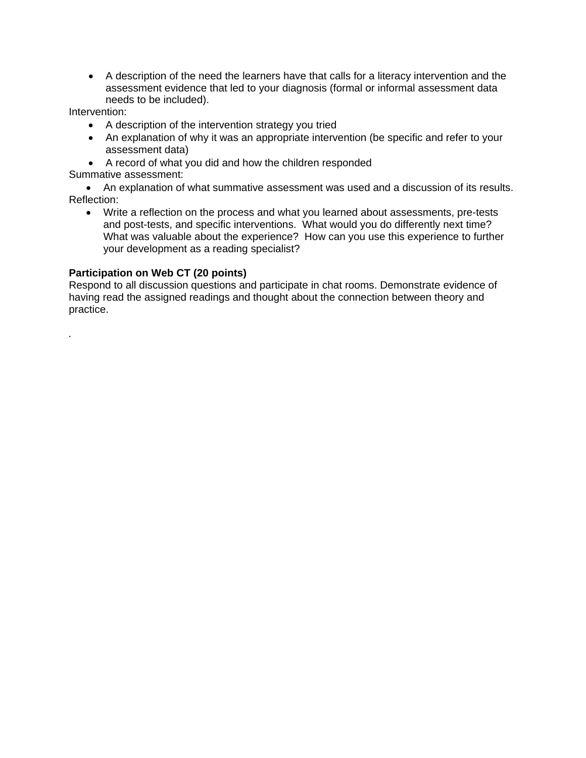- A description of the need the learners have that calls for a literacy intervention and the assessment evidence that led to your diagnosis (formal or informal assessment data needs to be included).

Intervention:

- A description of the intervention strategy you tried
- An explanation of why it was an appropriate intervention (be specific and refer to your assessment data)
- A record of what you did and how the children responded

Summative assessment:

- An explanation of what summative assessment was used and a discussion of its results.

Reflection:

- Write a reflection on the process and what you learned about assessments, pre-tests and post-tests, and specific interventions. What would you do differently next time? What was valuable about the experience? How can you use this experience to further your development as a reading specialist?

**Participation on Web CT (20 points)**
Respond to all discussion questions and participate in chat rooms. Demonstrate evidence of having read the assigned readings and thought about the connection between theory and practice.

.